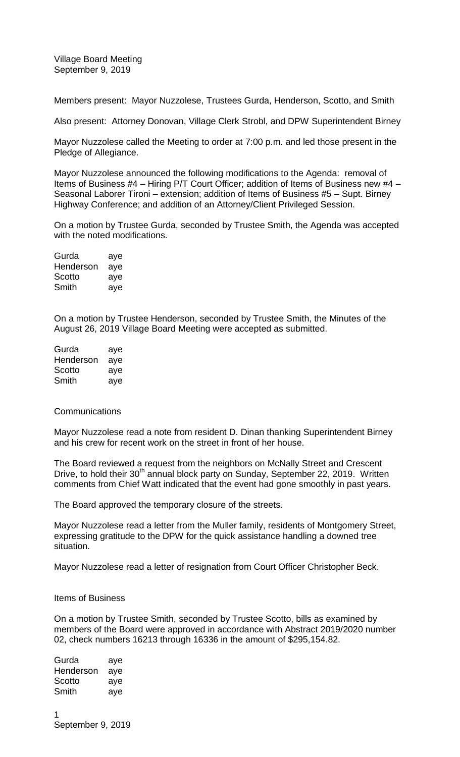Village Board Meeting
September 9, 2019

Members present: Mayor Nuzzolese, Trustees Gurda, Henderson, Scotto, and Smith

Also present: Attorney Donovan, Village Clerk Strobl, and DPW Superintendent Birney

Mayor Nuzzolese called the Meeting to order at 7:00 p.m. and led those present in the Pledge of Allegiance.

Mayor Nuzzolese announced the following modifications to the Agenda: removal of Items of Business #4 – Hiring P/T Court Officer; addition of Items of Business new #4 – Seasonal Laborer Tironi – extension; addition of Items of Business #5 – Supt. Birney Highway Conference; and addition of an Attorney/Client Privileged Session.

On a motion by Trustee Gurda, seconded by Trustee Smith, the Agenda was accepted with the noted modifications.

| | |
|---|---|
| Gurda | aye |
| Henderson | aye |
| Scotto | aye |
| Smith | aye |

On a motion by Trustee Henderson, seconded by Trustee Smith, the Minutes of the August 26, 2019 Village Board Meeting were accepted as submitted.

| | |
|---|---|
| Gurda | aye |
| Henderson | aye |
| Scotto | aye |
| Smith | aye |

Communications

Mayor Nuzzolese read a note from resident D. Dinan thanking Superintendent Birney and his crew for recent work on the street in front of her house.

The Board reviewed a request from the neighbors on McNally Street and Crescent Drive, to hold their 30th annual block party on Sunday, September 22, 2019. Written comments from Chief Watt indicated that the event had gone smoothly in past years.

The Board approved the temporary closure of the streets.

Mayor Nuzzolese read a letter from the Muller family, residents of Montgomery Street, expressing gratitude to the DPW for the quick assistance handling a downed tree situation.

Mayor Nuzzolese read a letter of resignation from Court Officer Christopher Beck.

Items of Business

On a motion by Trustee Smith, seconded by Trustee Scotto, bills as examined by members of the Board were approved in accordance with Abstract 2019/2020 number 02, check numbers 16213 through 16336 in the amount of $295,154.82.

| | |
|---|---|
| Gurda | aye |
| Henderson | aye |
| Scotto | aye |
| Smith | aye |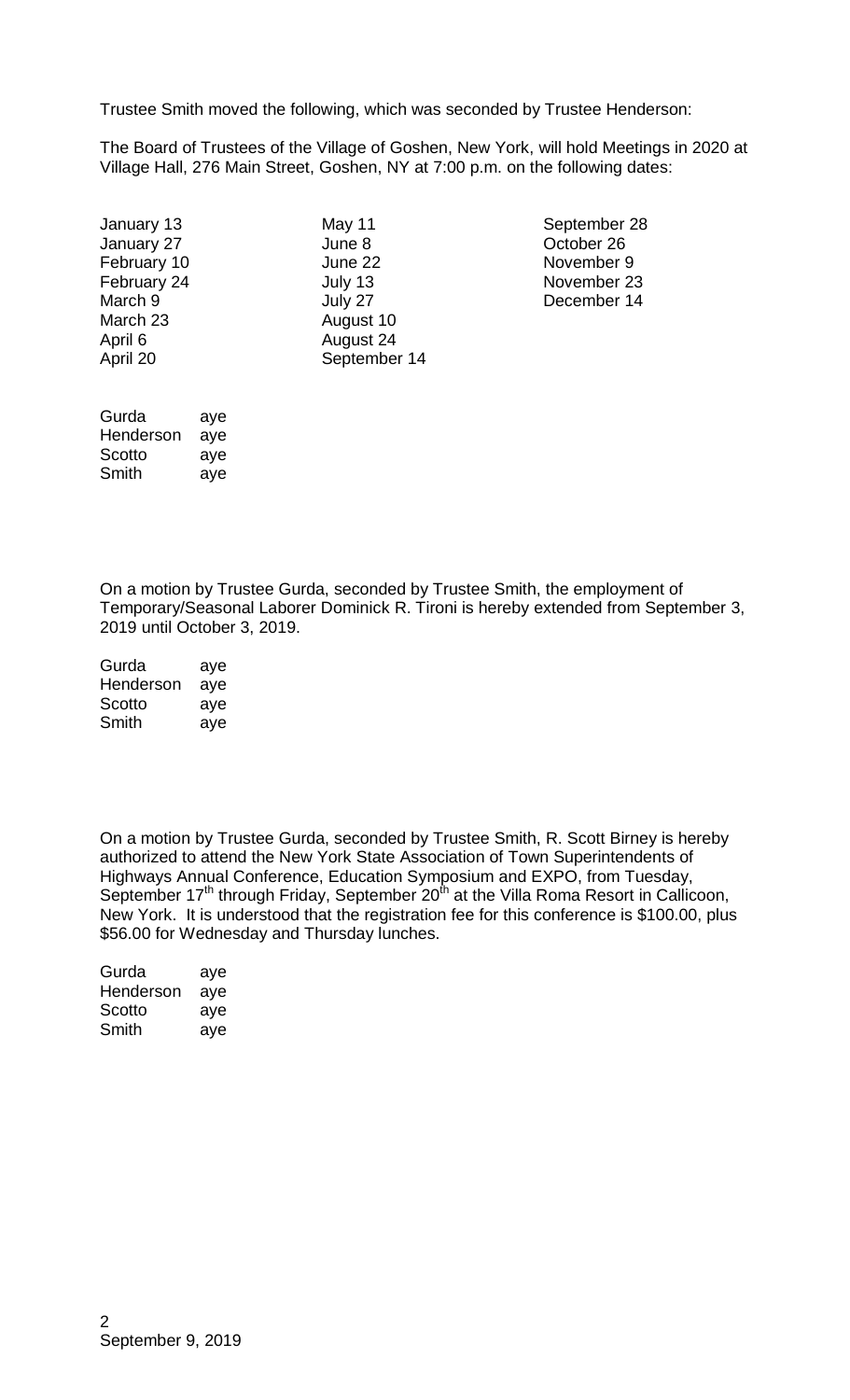Trustee Smith moved the following, which was seconded by Trustee Henderson:

The Board of Trustees of the Village of Goshen, New York, will hold Meetings in 2020 at Village Hall, 276 Main Street, Goshen, NY at 7:00 p.m. on the following dates:

| | | |
|---|---|---|
| January 13 | May 11 | September 28 |
| January 27 | June 8 | October 26 |
| February 10 | June 22 | November 9 |
| February 24 | July 13 | November 23 |
| March 9 | July 27 | December 14 |
| March 23 | August 10 | |
| April 6 | August 24 | |
| April 20 | September 14 | |

| | |
|---|---|
| Gurda | aye |
| Henderson | aye |
| Scotto | aye |
| Smith | aye |

On a motion by Trustee Gurda, seconded by Trustee Smith, the employment of Temporary/Seasonal Laborer Dominick R. Tironi is hereby extended from September 3, 2019 until October 3, 2019.

| | |
|---|---|
| Gurda | aye |
| Henderson | aye |
| Scotto | aye |
| Smith | aye |

On a motion by Trustee Gurda, seconded by Trustee Smith, R. Scott Birney is hereby authorized to attend the New York State Association of Town Superintendents of Highways Annual Conference, Education Symposium and EXPO, from Tuesday, September 17th through Friday, September 20th at the Villa Roma Resort in Callicoon, New York. It is understood that the registration fee for this conference is $100.00, plus $56.00 for Wednesday and Thursday lunches.

| | |
|---|---|
| Gurda | aye |
| Henderson | aye |
| Scotto | aye |
| Smith | aye |

September 9, 2019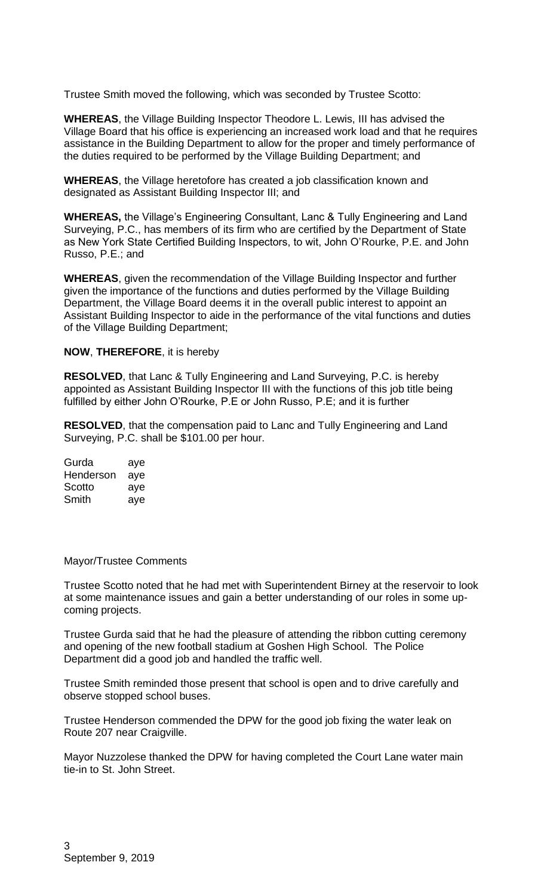Trustee Smith moved the following, which was seconded by Trustee Scotto:

**WHEREAS**, the Village Building Inspector Theodore L. Lewis, III has advised the Village Board that his office is experiencing an increased work load and that he requires assistance in the Building Department to allow for the proper and timely performance of the duties required to be performed by the Village Building Department; and

**WHEREAS**, the Village heretofore has created a job classification known and designated as Assistant Building Inspector III; and

**WHEREAS,** the Village's Engineering Consultant, Lanc & Tully Engineering and Land Surveying, P.C., has members of its firm who are certified by the Department of State as New York State Certified Building Inspectors, to wit, John O'Rourke, P.E. and John Russo, P.E.; and

**WHEREAS**, given the recommendation of the Village Building Inspector and further given the importance of the functions and duties performed by the Village Building Department, the Village Board deems it in the overall public interest to appoint an Assistant Building Inspector to aide in the performance of the vital functions and duties of the Village Building Department;

**NOW**, **THEREFORE**, it is hereby

**RESOLVED**, that Lanc & Tully Engineering and Land Surveying, P.C. is hereby appointed as Assistant Building Inspector III with the functions of this job title being fulfilled by either John O'Rourke, P.E or John Russo, P.E; and it is further

**RESOLVED**, that the compensation paid to Lanc and Tully Engineering and Land Surveying, P.C. shall be $101.00 per hour.

| | |
|---|---|
| Gurda | aye |
| Henderson | aye |
| Scotto | aye |
| Smith | aye |

Mayor/Trustee Comments

Trustee Scotto noted that he had met with Superintendent Birney at the reservoir to look at some maintenance issues and gain a better understanding of our roles in some up-coming projects.

Trustee Gurda said that he had the pleasure of attending the ribbon cutting ceremony and opening of the new football stadium at Goshen High School. The Police Department did a good job and handled the traffic well.

Trustee Smith reminded those present that school is open and to drive carefully and observe stopped school buses.

Trustee Henderson commended the DPW for the good job fixing the water leak on Route 207 near Craigville.

Mayor Nuzzolese thanked the DPW for having completed the Court Lane water main tie-in to St. John Street.

September 9, 2019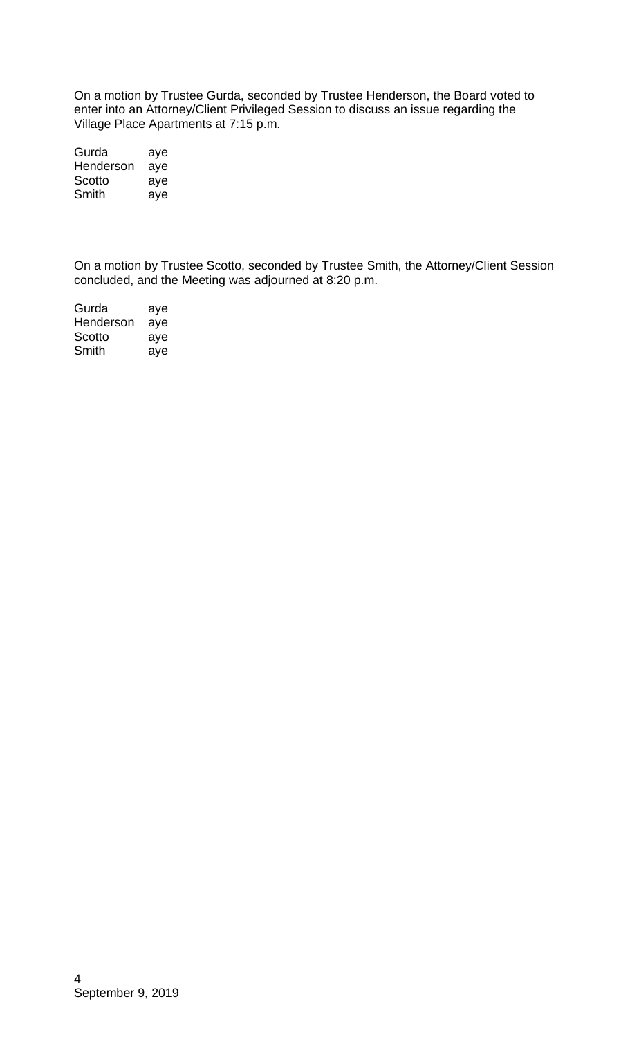On a motion by Trustee Gurda, seconded by Trustee Henderson, the Board voted to enter into an Attorney/Client Privileged Session to discuss an issue regarding the Village Place Apartments at 7:15 p.m.

| | |
|---|---|
| Gurda | aye |
| Henderson | aye |
| Scotto | aye |
| Smith | aye |

On a motion by Trustee Scotto, seconded by Trustee Smith, the Attorney/Client Session concluded, and the Meeting was adjourned at 8:20 p.m.

| | |
|---|---|
| Gurda | aye |
| Henderson | aye |
| Scotto | aye |
| Smith | aye |